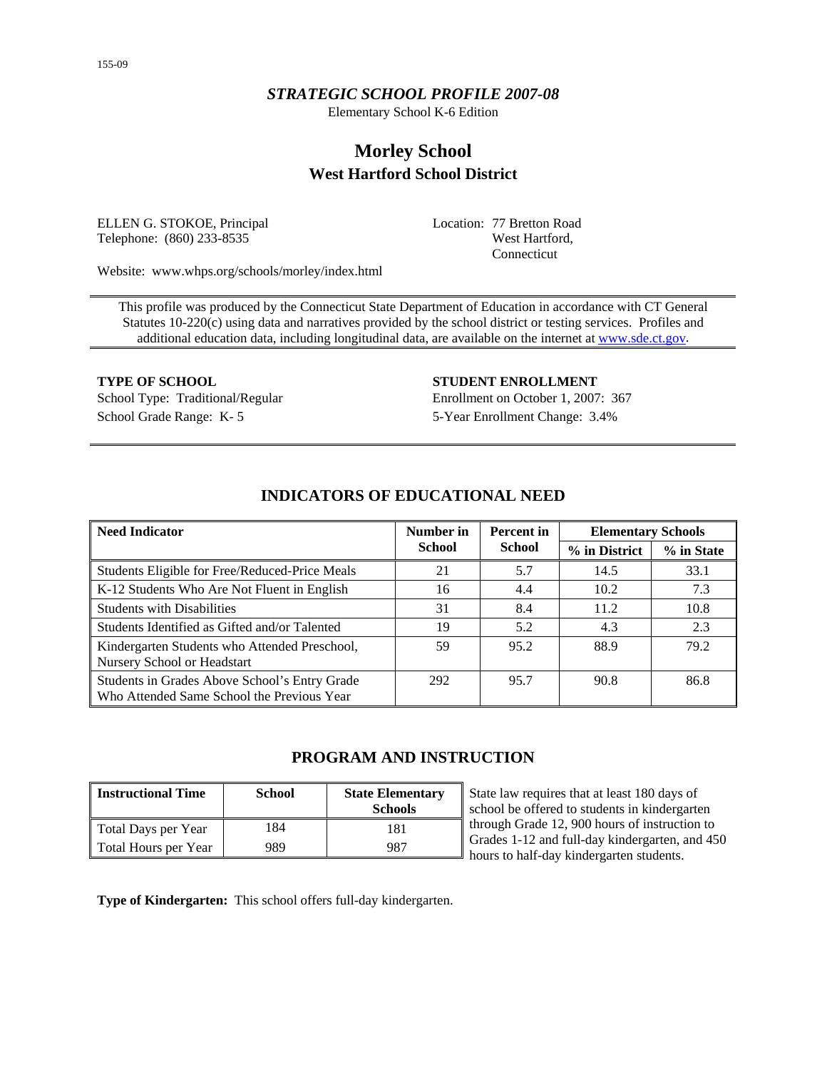*STRATEGIC SCHOOL PROFILE 2007-08*

Elementary School K-6 Edition

# Morley School
## West Hartford School District

ELLEN G. STOKOE, Principal
Telephone: (860) 233-8535

Location: 77 Bretton Road
West Hartford,
Connecticut

Website: www.whps.org/schools/morley/index.html

This profile was produced by the Connecticut State Department of Education in accordance with CT General Statutes 10-220(c) using data and narratives provided by the school district or testing services. Profiles and additional education data, including longitudinal data, are available on the internet at www.sde.ct.gov.

**TYPE OF SCHOOL**

School Type: Traditional/Regular
School Grade Range: K- 5

**STUDENT ENROLLMENT**

Enrollment on October 1, 2007: 367
5-Year Enrollment Change: 3.4%

## INDICATORS OF EDUCATIONAL NEED

| Need Indicator | Number in School | Percent in School | Elementary Schools | |
|---|---|---|---|---|
| | | | % in District | % in State |
| Students Eligible for Free/Reduced-Price Meals | 21 | 5.7 | 14.5 | 33.1 |
| K-12 Students Who Are Not Fluent in English | 16 | 4.4 | 10.2 | 7.3 |
| Students with Disabilities | 31 | 8.4 | 11.2 | 10.8 |
| Students Identified as Gifted and/or Talented | 19 | 5.2 | 4.3 | 2.3 |
| Kindergarten Students who Attended Preschool, Nursery School or Headstart | 59 | 95.2 | 88.9 | 79.2 |
| Students in Grades Above School's Entry Grade Who Attended Same School the Previous Year | 292 | 95.7 | 90.8 | 86.8 |

## PROGRAM AND INSTRUCTION

| Instructional Time | School | State Elementary Schools |
|---|---|---|
| Total Days per Year | 184 | 181 |
| Total Hours per Year | 989 | 987 |

State law requires that at least 180 days of school be offered to students in kindergarten through Grade 12, 900 hours of instruction to Grades 1-12 and full-day kindergarten, and 450 hours to half-day kindergarten students.

**Type of Kindergarten:** This school offers full-day kindergarten.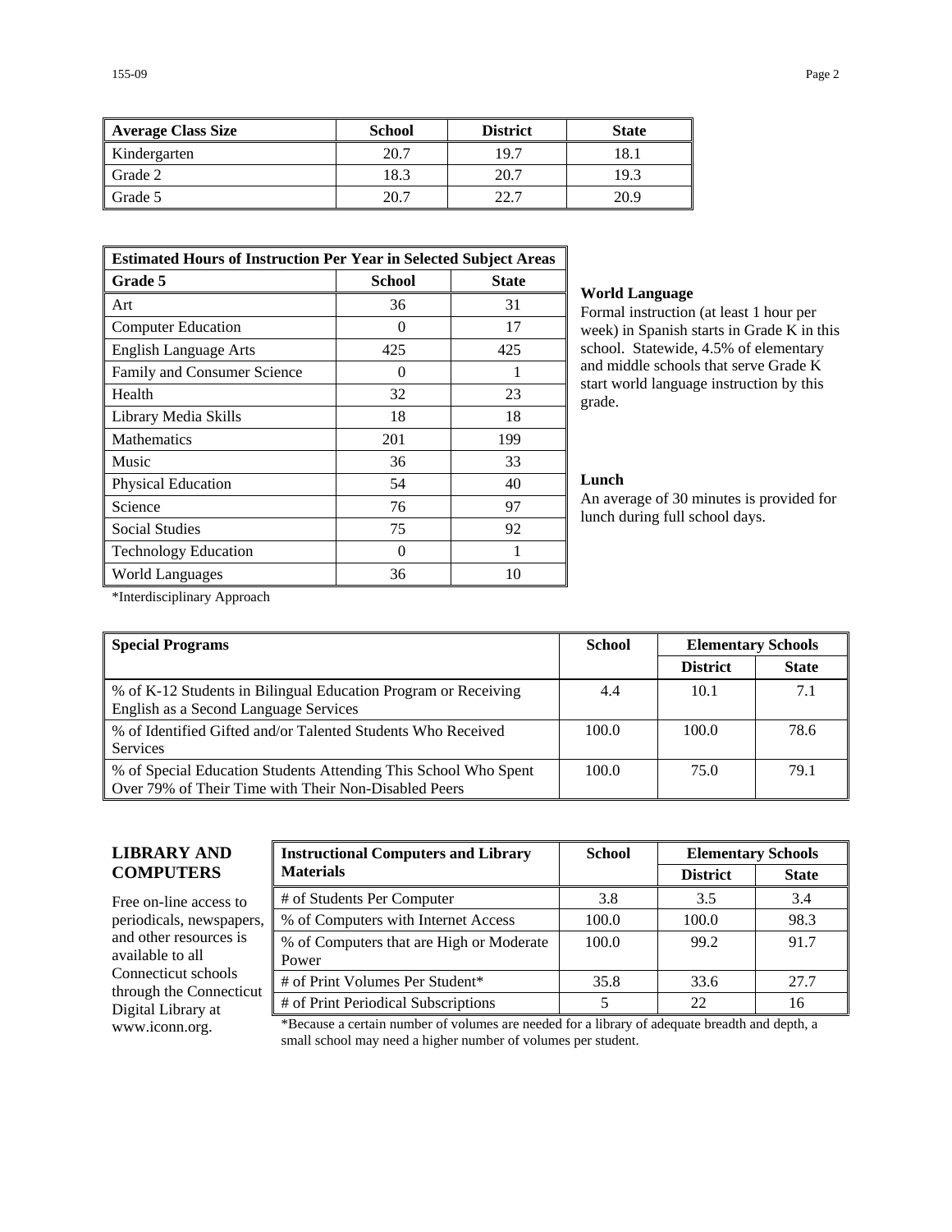| Average Class Size | School | District | State |
|---|---|---|---|
| Kindergarten | 20.7 | 19.7 | 18.1 |
| Grade 2 | 18.3 | 20.7 | 19.3 |
| Grade 5 | 20.7 | 22.7 | 20.9 |

| Estimated Hours of Instruction Per Year in Selected Subject Areas | | |
|---|---|---|
| **Grade 5** | **School** | **State** |
| Art | 36 | 31 |
| Computer Education | 0 | 17 |
| English Language Arts | 425 | 425 |
| Family and Consumer Science | 0 | 1 |
| Health | 32 | 23 |
| Library Media Skills | 18 | 18 |
| Mathematics | 201 | 199 |
| Music | 36 | 33 |
| Physical Education | 54 | 40 |
| Science | 76 | 97 |
| Social Studies | 75 | 92 |
| Technology Education | 0 | 1 |
| World Languages | 36 | 10 |

*Interdisciplinary Approach

**World Language**

Formal instruction (at least 1 hour per week) in Spanish starts in Grade K in this school. Statewide, 4.5% of elementary and middle schools that serve Grade K start world language instruction by this grade.

**Lunch**

An average of 30 minutes is provided for lunch during full school days.

| Special Programs | School | Elementary Schools | |
|---|---|---|---|
| | | **District** | **State** |
| % of K-12 Students in Bilingual Education Program or Receiving English as a Second Language Services | 4.4 | 10.1 | 7.1 |
| % of Identified Gifted and/or Talented Students Who Received Services | 100.0 | 100.0 | 78.6 |
| % of Special Education Students Attending This School Who Spent Over 79% of Their Time with Their Non-Disabled Peers | 100.0 | 75.0 | 79.1 |

## LIBRARY AND COMPUTERS

Free on-line access to periodicals, newspapers, and other resources is available to all Connecticut schools through the Connecticut Digital Library at www.iconn.org.

| Instructional Computers and Library Materials | School | Elementary Schools | |
|---|---|---|---|
| | | **District** | **State** |
| # of Students Per Computer | 3.8 | 3.5 | 3.4 |
| % of Computers with Internet Access | 100.0 | 100.0 | 98.3 |
| % of Computers that are High or Moderate Power | 100.0 | 99.2 | 91.7 |
| # of Print Volumes Per Student* | 35.8 | 33.6 | 27.7 |
| # of Print Periodical Subscriptions | 5 | 22 | 16 |

*Because a certain number of volumes are needed for a library of adequate breadth and depth, a small school may need a higher number of volumes per student.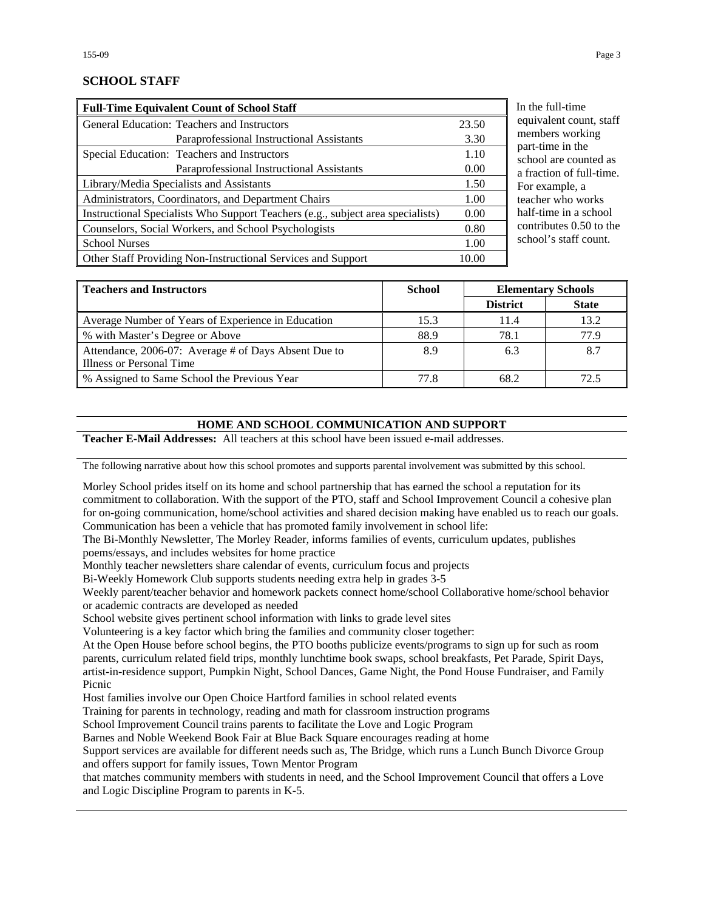## SCHOOL STAFF

| Full-Time Equivalent Count of School Staff | | |
|---|---|---|
| General Education: | Teachers and Instructors | 23.50 |
| | Paraprofessional Instructional Assistants | 3.30 |
| Special Education: | Teachers and Instructors | 1.10 |
| | Paraprofessional Instructional Assistants | 0.00 |
| Library/Media Specialists and Assistants | | 1.50 |
| Administrators, Coordinators, and Department Chairs | | 1.00 |
| Instructional Specialists Who Support Teachers (e.g., subject area specialists) | | 0.00 |
| Counselors, Social Workers, and School Psychologists | | 0.80 |
| School Nurses | | 1.00 |
| Other Staff Providing Non-Instructional Services and Support | | 10.00 |

In the full-time equivalent count, staff members working part-time in the school are counted as a fraction of full-time. For example, a teacher who works half-time in a school contributes 0.50 to the school's staff count.

| Teachers and Instructors | School | Elementary Schools | |
|---|---|---|---|
| | | District | State |
| Average Number of Years of Experience in Education | 15.3 | 11.4 | 13.2 |
| % with Master's Degree or Above | 88.9 | 78.1 | 77.9 |
| Attendance, 2006-07: Average # of Days Absent Due to Illness or Personal Time | 8.9 | 6.3 | 8.7 |
| % Assigned to Same School the Previous Year | 77.8 | 68.2 | 72.5 |

## HOME AND SCHOOL COMMUNICATION AND SUPPORT

**Teacher E-Mail Addresses:** All teachers at this school have been issued e-mail addresses.

The following narrative about how this school promotes and supports parental involvement was submitted by this school.

Morley School prides itself on its home and school partnership that has earned the school a reputation for its commitment to collaboration. With the support of the PTO, staff and School Improvement Council a cohesive plan for on-going communication, home/school activities and shared decision making have enabled us to reach our goals. Communication has been a vehicle that has promoted family involvement in school life:

The Bi-Monthly Newsletter, The Morley Reader, informs families of events, curriculum updates, publishes poems/essays, and includes websites for home practice

Monthly teacher newsletters share calendar of events, curriculum focus and projects

Bi-Weekly Homework Club supports students needing extra help in grades 3-5

Weekly parent/teacher behavior and homework packets connect home/school Collaborative home/school behavior or academic contracts are developed as needed

School website gives pertinent school information with links to grade level sites

Volunteering is a key factor which bring the families and community closer together:

At the Open House before school begins, the PTO booths publicize events/programs to sign up for such as room parents, curriculum related field trips, monthly lunchtime book swaps, school breakfasts, Pet Parade, Spirit Days, artist-in-residence support, Pumpkin Night, School Dances, Game Night, the Pond House Fundraiser, and Family Picnic

Host families involve our Open Choice Hartford families in school related events

Training for parents in technology, reading and math for classroom instruction programs

School Improvement Council trains parents to facilitate the Love and Logic Program

Barnes and Noble Weekend Book Fair at Blue Back Square encourages reading at home

Support services are available for different needs such as, The Bridge, which runs a Lunch Bunch Divorce Group and offers support for family issues, Town Mentor Program

that matches community members with students in need, and the School Improvement Council that offers a Love and Logic Discipline Program to parents in K-5.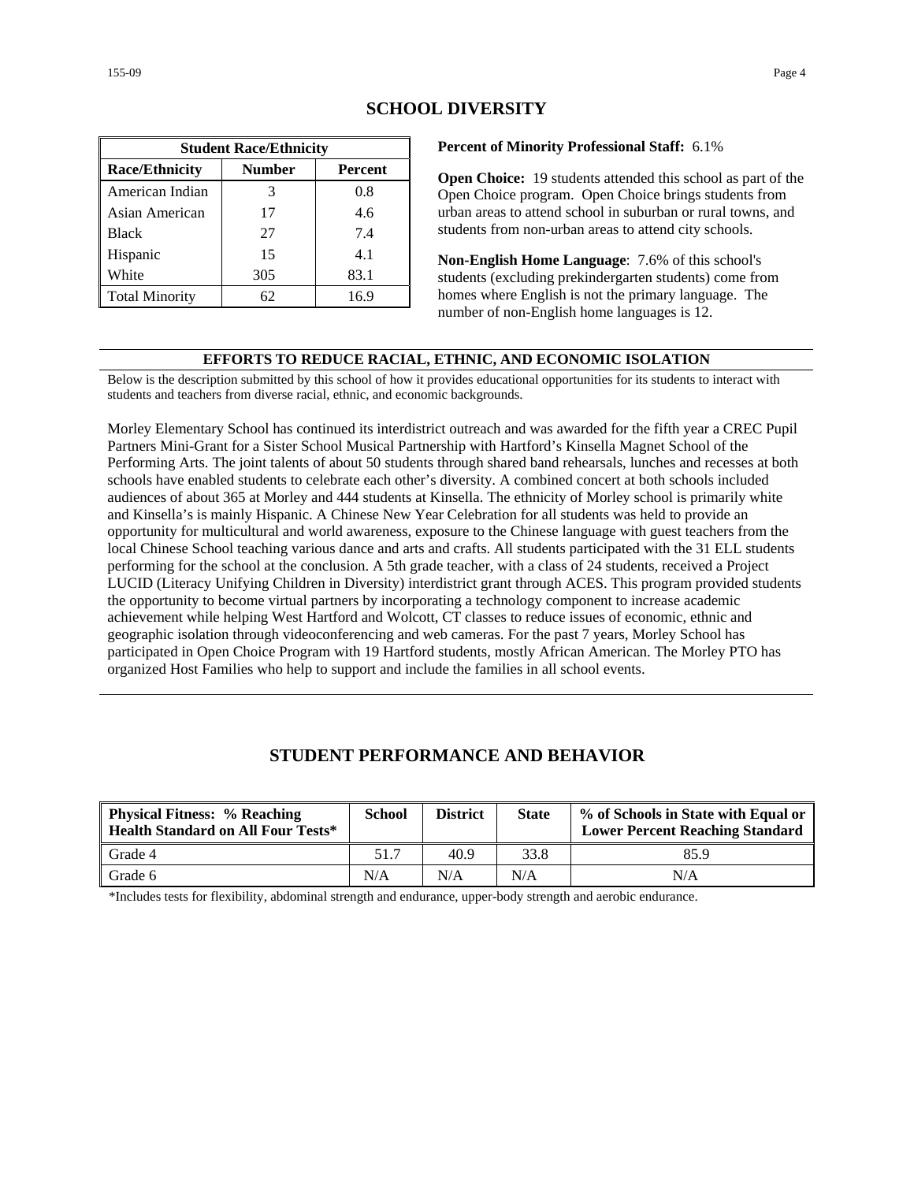## SCHOOL DIVERSITY

| Student Race/Ethnicity | | |
|---|---|---|
| **Race/Ethnicity** | **Number** | **Percent** |
| American Indian | 3 | 0.8 |
| Asian American | 17 | 4.6 |
| Black | 27 | 7.4 |
| Hispanic | 15 | 4.1 |
| White | 305 | 83.1 |
| Total Minority | 62 | 16.9 |

**Percent of Minority Professional Staff:** 6.1%

**Open Choice:** 19 students attended this school as part of the Open Choice program. Open Choice brings students from urban areas to attend school in suburban or rural towns, and students from non-urban areas to attend city schools.

**Non-English Home Language**: 7.6% of this school's students (excluding prekindergarten students) come from homes where English is not the primary language. The number of non-English home languages is 12.

### EFFORTS TO REDUCE RACIAL, ETHNIC, AND ECONOMIC ISOLATION

Below is the description submitted by this school of how it provides educational opportunities for its students to interact with students and teachers from diverse racial, ethnic, and economic backgrounds.

Morley Elementary School has continued its interdistrict outreach and was awarded for the fifth year a CREC Pupil Partners Mini-Grant for a Sister School Musical Partnership with Hartford's Kinsella Magnet School of the Performing Arts. The joint talents of about 50 students through shared band rehearsals, lunches and recesses at both schools have enabled students to celebrate each other's diversity. A combined concert at both schools included audiences of about 365 at Morley and 444 students at Kinsella. The ethnicity of Morley school is primarily white and Kinsella's is mainly Hispanic. A Chinese New Year Celebration for all students was held to provide an opportunity for multicultural and world awareness, exposure to the Chinese language with guest teachers from the local Chinese School teaching various dance and arts and crafts. All students participated with the 31 ELL students performing for the school at the conclusion. A 5th grade teacher, with a class of 24 students, received a Project LUCID (Literacy Unifying Children in Diversity) interdistrict grant through ACES. This program provided students the opportunity to become virtual partners by incorporating a technology component to increase academic achievement while helping West Hartford and Wolcott, CT classes to reduce issues of economic, ethnic and geographic isolation through videoconferencing and web cameras. For the past 7 years, Morley School has participated in Open Choice Program with 19 Hartford students, mostly African American. The Morley PTO has organized Host Families who help to support and include the families in all school events.

## STUDENT PERFORMANCE AND BEHAVIOR

| Physical Fitness: % Reaching Health Standard on All Four Tests* | School | District | State | % of Schools in State with Equal or Lower Percent Reaching Standard |
|---|---|---|---|---|
| Grade 4 | 51.7 | 40.9 | 33.8 | 85.9 |
| Grade 6 | N/A | N/A | N/A | N/A |

*Includes tests for flexibility, abdominal strength and endurance, upper-body strength and aerobic endurance.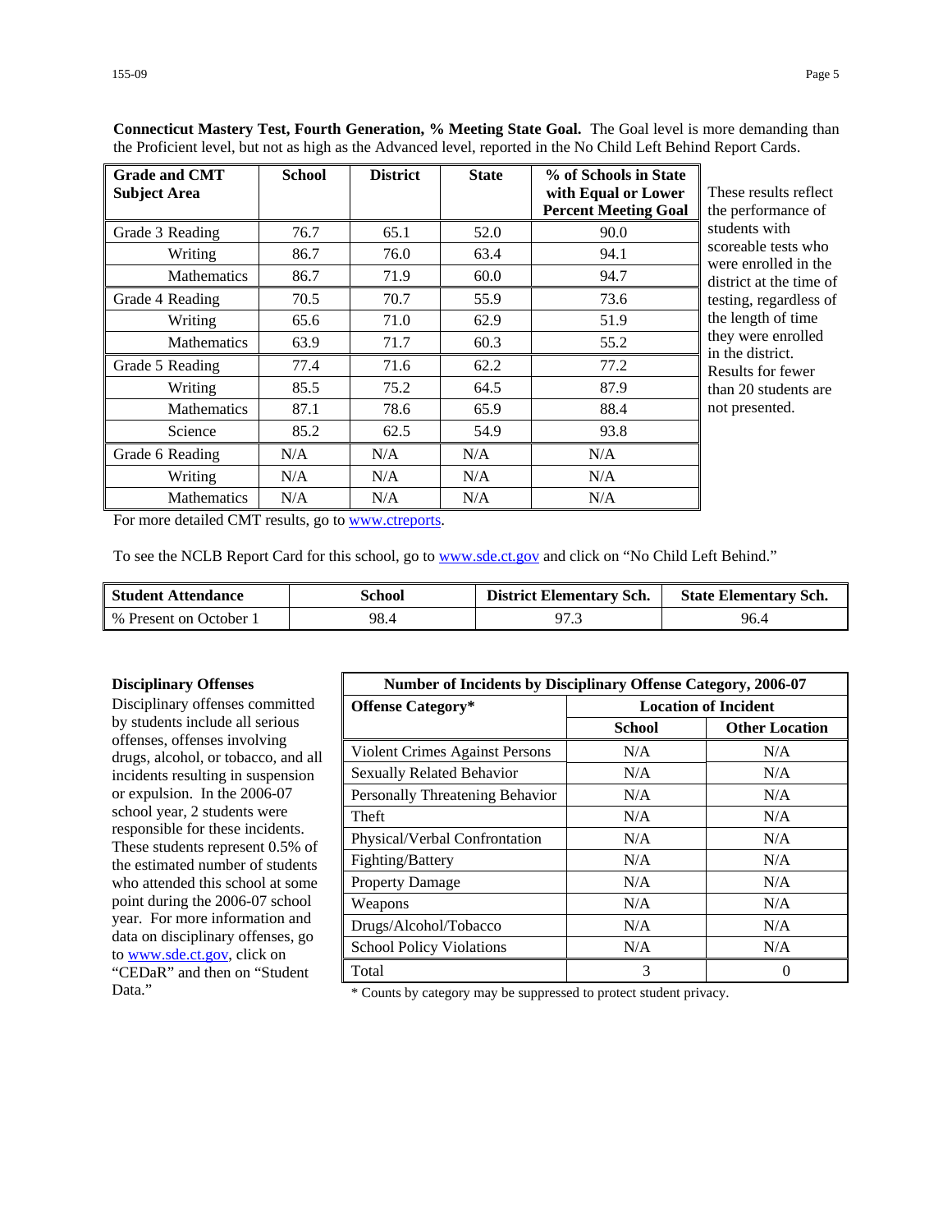**Connecticut Mastery Test, Fourth Generation, % Meeting State Goal.** The Goal level is more demanding than the Proficient level, but not as high as the Advanced level, reported in the No Child Left Behind Report Cards.

| Grade and CMT Subject Area | School | District | State | % of Schools in State with Equal or Lower Percent Meeting Goal |
|---|---|---|---|---|
| Grade 3 Reading | 76.7 | 65.1 | 52.0 | 90.0 |
| Writing | 86.7 | 76.0 | 63.4 | 94.1 |
| Mathematics | 86.7 | 71.9 | 60.0 | 94.7 |
| Grade 4 Reading | 70.5 | 70.7 | 55.9 | 73.6 |
| Writing | 65.6 | 71.0 | 62.9 | 51.9 |
| Mathematics | 63.9 | 71.7 | 60.3 | 55.2 |
| Grade 5 Reading | 77.4 | 71.6 | 62.2 | 77.2 |
| Writing | 85.5 | 75.2 | 64.5 | 87.9 |
| Mathematics | 87.1 | 78.6 | 65.9 | 88.4 |
| Science | 85.2 | 62.5 | 54.9 | 93.8 |
| Grade 6 Reading | N/A | N/A | N/A | N/A |
| Writing | N/A | N/A | N/A | N/A |
| Mathematics | N/A | N/A | N/A | N/A |

These results reflect the performance of students with scoreable tests who were enrolled in the district at the time of testing, regardless of the length of time they were enrolled in the district. Results for fewer than 20 students are not presented.

For more detailed CMT results, go to www.ctreports.

To see the NCLB Report Card for this school, go to www.sde.ct.gov and click on "No Child Left Behind."

| Student Attendance | School | District Elementary Sch. | State Elementary Sch. |
|---|---|---|---|
| % Present on October 1 | 98.4 | 97.3 | 96.4 |

**Disciplinary Offenses**

Disciplinary offenses committed by students include all serious offenses, offenses involving drugs, alcohol, or tobacco, and all incidents resulting in suspension or expulsion. In the 2006-07 school year, 2 students were responsible for these incidents. These students represent 0.5% of the estimated number of students who attended this school at some point during the 2006-07 school year. For more information and data on disciplinary offenses, go to www.sde.ct.gov, click on "CEDaR" and then on "Student Data."

| Number of Incidents by Disciplinary Offense Category, 2006-07 | | |
|---|---|---|
| Offense Category* | Location of Incident | |
| | School | Other Location |
| Violent Crimes Against Persons | N/A | N/A |
| Sexually Related Behavior | N/A | N/A |
| Personally Threatening Behavior | N/A | N/A |
| Theft | N/A | N/A |
| Physical/Verbal Confrontation | N/A | N/A |
| Fighting/Battery | N/A | N/A |
| Property Damage | N/A | N/A |
| Weapons | N/A | N/A |
| Drugs/Alcohol/Tobacco | N/A | N/A |
| School Policy Violations | N/A | N/A |
| Total | 3 | 0 |

* Counts by category may be suppressed to protect student privacy.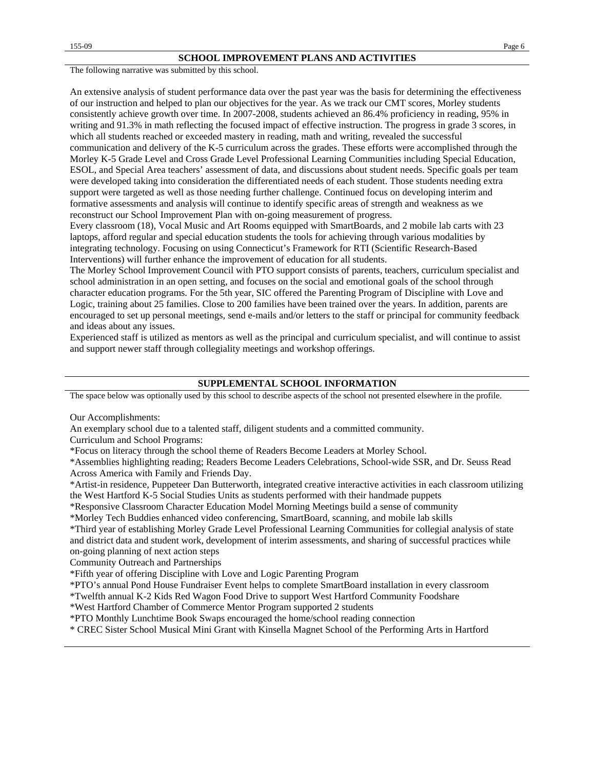## SCHOOL IMPROVEMENT PLANS AND ACTIVITIES

The following narrative was submitted by this school.

An extensive analysis of student performance data over the past year was the basis for determining the effectiveness of our instruction and helped to plan our objectives for the year. As we track our CMT scores, Morley students consistently achieve growth over time. In 2007-2008, students achieved an 86.4% proficiency in reading, 95% in writing and 91.3% in math reflecting the focused impact of effective instruction. The progress in grade 3 scores, in which all students reached or exceeded mastery in reading, math and writing, revealed the successful communication and delivery of the K-5 curriculum across the grades. These efforts were accomplished through the Morley K-5 Grade Level and Cross Grade Level Professional Learning Communities including Special Education, ESOL, and Special Area teachers' assessment of data, and discussions about student needs. Specific goals per team were developed taking into consideration the differentiated needs of each student. Those students needing extra support were targeted as well as those needing further challenge. Continued focus on developing interim and formative assessments and analysis will continue to identify specific areas of strength and weakness as we reconstruct our School Improvement Plan with on-going measurement of progress.

Every classroom (18), Vocal Music and Art Rooms equipped with SmartBoards, and 2 mobile lab carts with 23 laptops, afford regular and special education students the tools for achieving through various modalities by integrating technology. Focusing on using Connecticut's Framework for RTI (Scientific Research-Based Interventions) will further enhance the improvement of education for all students.

The Morley School Improvement Council with PTO support consists of parents, teachers, curriculum specialist and school administration in an open setting, and focuses on the social and emotional goals of the school through character education programs. For the 5th year, SIC offered the Parenting Program of Discipline with Love and Logic, training about 25 families. Close to 200 families have been trained over the years. In addition, parents are encouraged to set up personal meetings, send e-mails and/or letters to the staff or principal for community feedback and ideas about any issues.

Experienced staff is utilized as mentors as well as the principal and curriculum specialist, and will continue to assist and support newer staff through collegiality meetings and workshop offerings.

## SUPPLEMENTAL SCHOOL INFORMATION

The space below was optionally used by this school to describe aspects of the school not presented elsewhere in the profile.

Our Accomplishments:

An exemplary school due to a talented staff, diligent students and a committed community.

Curriculum and School Programs:

*Focus on literacy through the school theme of Readers Become Leaders at Morley School.

*Assemblies highlighting reading; Readers Become Leaders Celebrations, School-wide SSR, and Dr. Seuss Read Across America with Family and Friends Day.

*Artist-in residence, Puppeteer Dan Butterworth, integrated creative interactive activities in each classroom utilizing the West Hartford K-5 Social Studies Units as students performed with their handmade puppets

*Responsive Classroom Character Education Model Morning Meetings build a sense of community

*Morley Tech Buddies enhanced video conferencing, SmartBoard, scanning, and mobile lab skills

*Third year of establishing Morley Grade Level Professional Learning Communities for collegial analysis of state and district data and student work, development of interim assessments, and sharing of successful practices while on-going planning of next action steps

Community Outreach and Partnerships

*Fifth year of offering Discipline with Love and Logic Parenting Program

*PTO's annual Pond House Fundraiser Event helps to complete SmartBoard installation in every classroom

*Twelfth annual K-2 Kids Red Wagon Food Drive to support West Hartford Community Foodshare

*West Hartford Chamber of Commerce Mentor Program supported 2 students

*PTO Monthly Lunchtime Book Swaps encouraged the home/school reading connection

* CREC Sister School Musical Mini Grant with Kinsella Magnet School of the Performing Arts in Hartford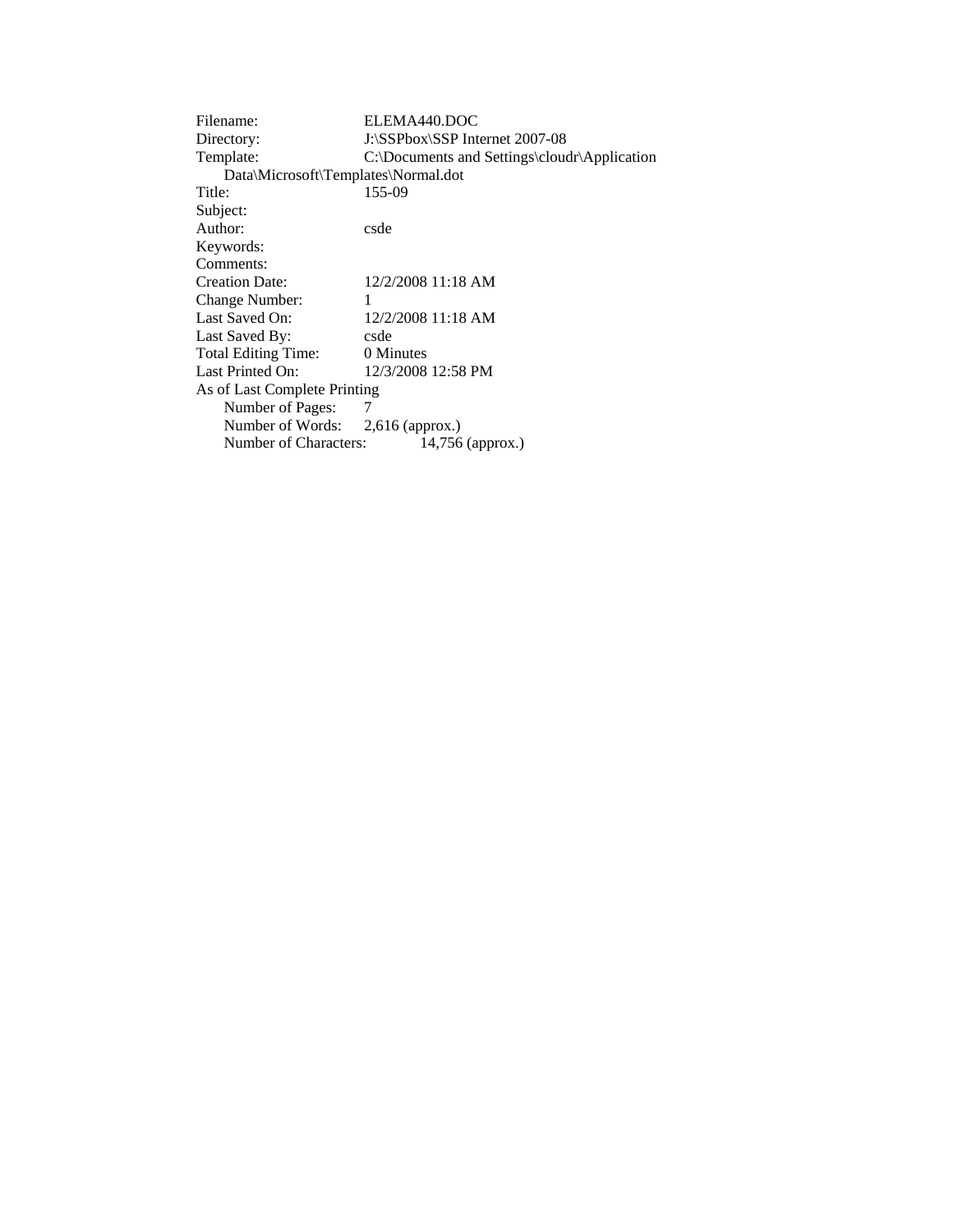Filename: ELEMA440.DOC
Directory: J:\SSPbox\SSP Internet 2007-08
Template: C:\Documents and Settings\cloudr\Application Data\Microsoft\Templates\Normal.dot
Title: 155-09
Subject:
Author: csde
Keywords:
Comments:
Creation Date: 12/2/2008 11:18 AM
Change Number: 1
Last Saved On: 12/2/2008 11:18 AM
Last Saved By: csde
Total Editing Time: 0 Minutes
Last Printed On: 12/3/2008 12:58 PM
As of Last Complete Printing
Number of Pages: 7
Number of Words: 2,616 (approx.)
Number of Characters: 14,756 (approx.)